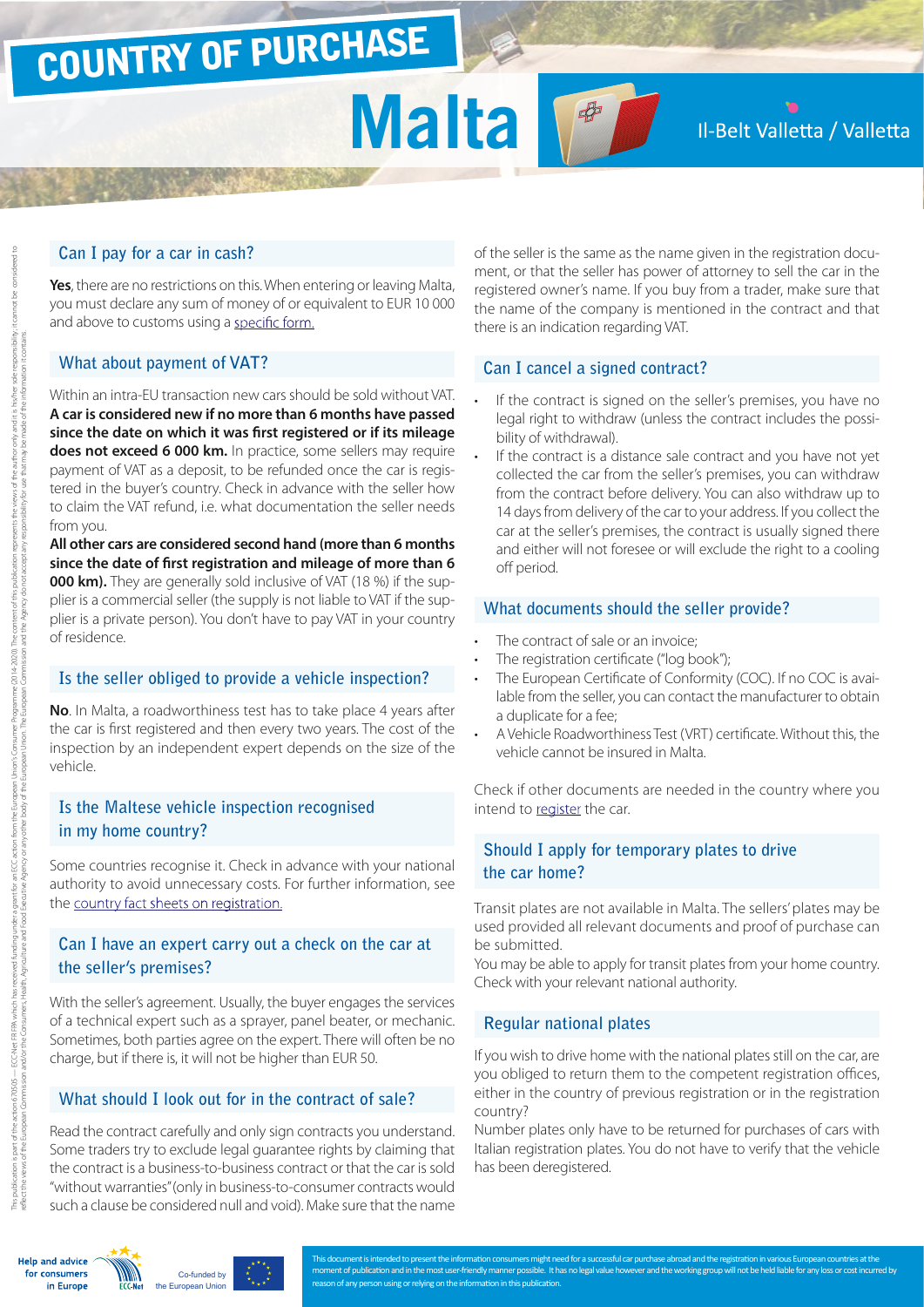# COUNTRY OF PURCHASE

# Malta

Il-Belt Valletta / Valletta

## Can I pay for a car in cash?

**Yes**, there are no restrictions on this. When entering or leaving Malta, you must declare any sum of money of or equivalent to EUR 10 000 and above to customs using a specific form.

## What about payment of VAT?

Within an intra-EU transaction new cars should be sold without VAT. **A car is considered new if no more than 6 months have passed since the date on which it was first registered or if its mileage does not exceed 6 000 km.** In practice, some sellers may require payment of VAT as a deposit, to be refunded once the car is registered in the buyer's country. Check in advance with the seller how to claim the VAT refund, i.e. what documentation the seller needs from you.

**All other cars are considered second hand (more than 6 months since the date of first registration and mileage of more than 6 000 km).** They are generally sold inclusive of VAT (18 %) if the supplier is a commercial seller (the supply is not liable to VAT if the supplier is a private person). You don't have to pay VAT in your country of residence.

## Is the seller obliged to provide a vehicle inspection?

**No**. In Malta, a roadworthiness test has to take place 4 years after the car is first registered and then every two years. The cost of the inspection by an independent expert depends on the size of the vehicle.

## Is the Maltese vehicle inspection recognised in my home country?

Some countries recognise it. Check in advance with your national authority to avoid unnecessary costs. For further information, see the country fact sheets on registration.

## Can I have an expert carry out a check on the car at the seller's premises?

With the seller's agreement. Usually, the buyer engages the services of a technical expert such as a sprayer, panel beater, or mechanic. Sometimes, both parties agree on the expert. There will often be no charge, but if there is, it will not be higher than EUR 50.

## What should I look out for in the contract of sale?

Read the contract carefully and only sign contracts you understand. Some traders try to exclude legal guarantee rights by claiming that the contract is a business-to-business contract or that the car is sold "without warranties" (only in business-to-consumer contracts would such a clause be considered null and void). Make sure that the name of the seller is the same as the name given in the registration document, or that the seller has power of attorney to sell the car in the registered owner's name. If you buy from a trader, make sure that the name of the company is mentioned in the contract and that there is an indication regarding VAT.

## Can I cancel a signed contract?

- If the contract is signed on the seller's premises, you have no legal right to withdraw (unless the contract includes the possibility of withdrawal).
- If the contract is a distance sale contract and you have not yet collected the car from the seller's premises, you can withdraw from the contract before delivery. You can also withdraw up to 14 days from delivery of the car to your address. If you collect the car at the seller's premises, the contract is usually signed there and either will not foresee or will exclude the right to a cooling off period.

## What documents should the seller provide?

- The contract of sale or an invoice;
- The registration certificate ("log book");
- The European Certificate of Conformity (COC). If no COC is available from the seller, you can contact the manufacturer to obtain a duplicate for a fee;
- A Vehicle Roadworthiness Test (VRT) certificate. Without this, the vehicle cannot be insured in Malta.

Check if other documents are needed in the country where you intend to register the car.

## Should I apply for temporary plates to drive the car home?

Transit plates are not available in Malta. The sellers' plates may be used provided all relevant documents and proof of purchase can be submitted.

You may be able to apply for transit plates from your home country. Check with your relevant national authority.

## Regular national plates

If you wish to drive home with the national plates still on the car, are you obliged to return them to the competent registration offices, either in the country of previous registration or in the registration country?

Number plates only have to be returned for purchases of cars with Italian registration plates. You do not have to verify that the vehicle has been deregistered.

This document is intended to present the information consumers might need for a successful car purchase abroad and the registration in various European countries at the moment of publication and in the most user-friendly manner possible. It has no legal value however and the working group will not be held liable for any loss or cost incurred by reason of any person using or relying on the information in this publication.

Help and advice for consumers in Europe — ECC-Net — Co-funded by the European Union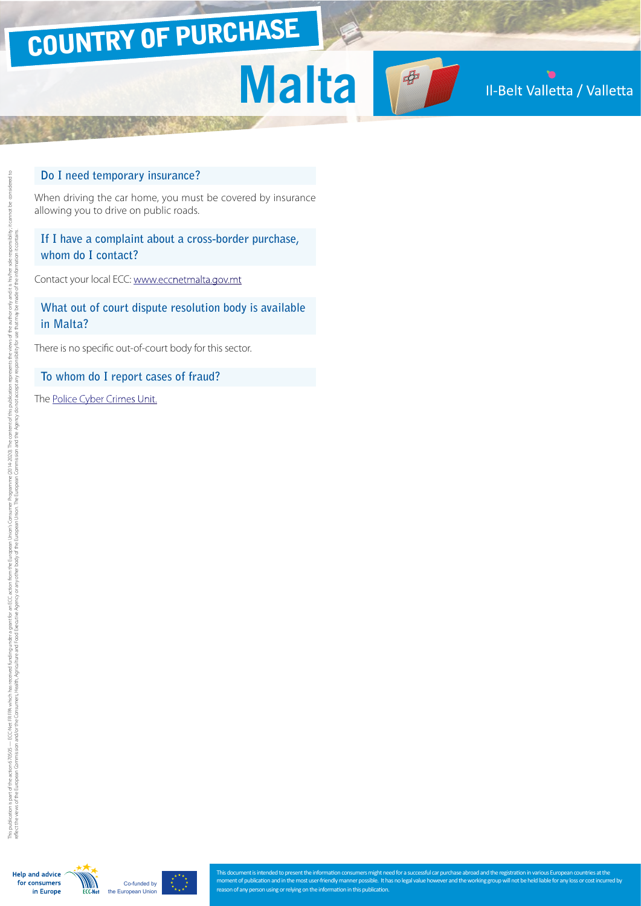# COUNTRY OF PURCHASE

# Malta

Il-Belt Valletta / Valletta

## Do I need temporary insurance?

When driving the car home, you must be covered by insurance allowing you to drive on public roads.

## If I have a complaint about a cross-border purchase, whom do I contact?

Contact your local ECC: [www.eccnetmalta.gov.mt](www.eccnetmalta.gov.mt)

## What out of court dispute resolution body is available in Malta?

There is no specific out-of-court body for this sector.

## To whom do I report cases of fraud?

The Police Cyber Crimes Unit.

This publication is part of the action 670505 — ECC-Net FR FPA which has received funding under a grant for an ECC action from the European Union's Consumer Programme (2014-2020). The content of this publication represents the views of the author only and it is his/her sole responsibility; it cannot be considered to reflect the views of the European Commission and/or the Consumers, Health, Agriculture and Food Executive Agency or any other body of the European Union. The European Commission and the Agency do not accept any responsibility for use that may be made of the information it contains.

Help and advice for consumers in Europe

ECC-Net

Co-funded by the European Union

This document is intended to present the information consumers might need for a successful car purchase abroad and the registration in various European countries at the moment of publication and in the most user-friendly manner possible. It has no legal value however and the working group will not be held liable for any loss or cost incurred by reason of any person using or relying on the information in this publication.